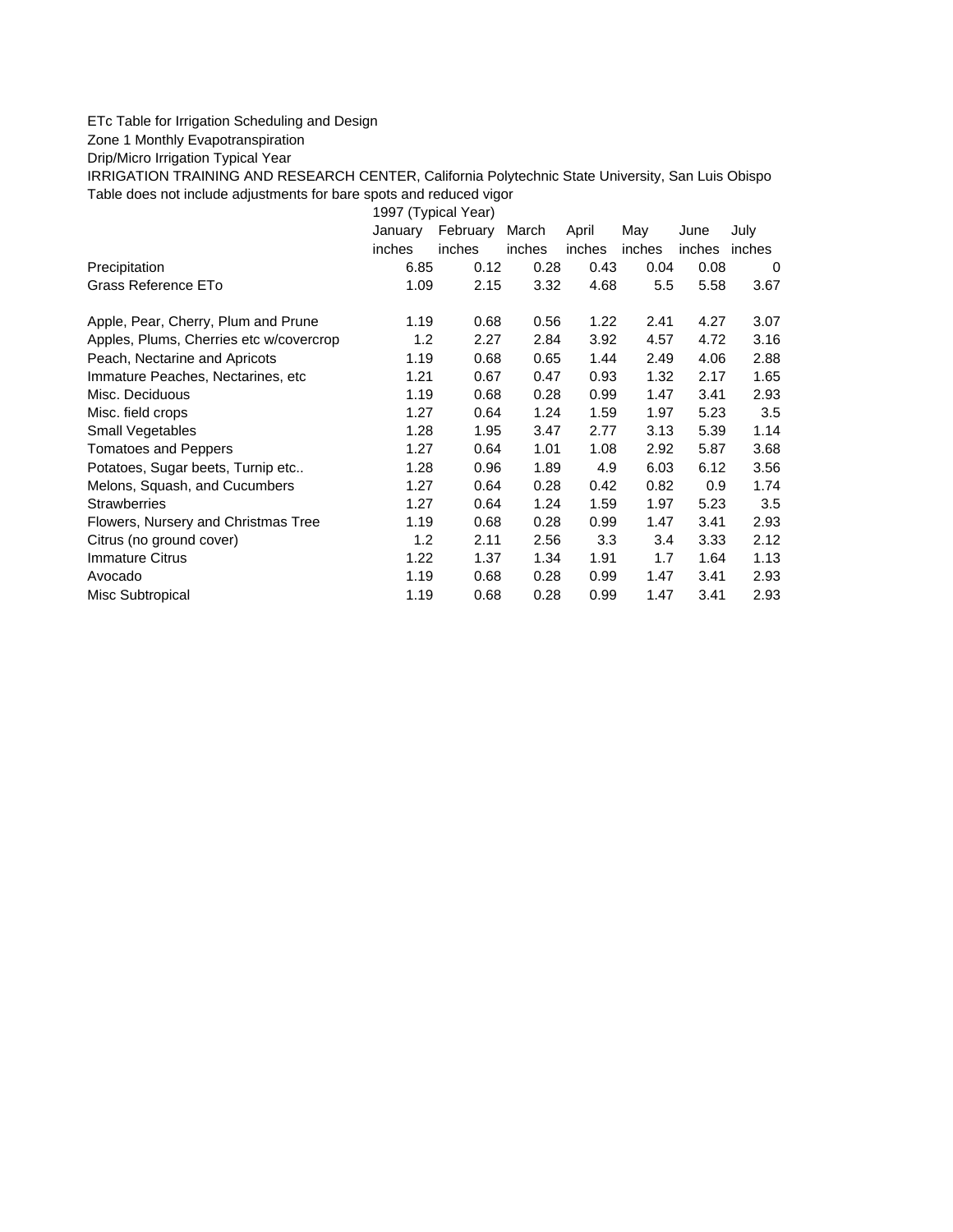ETc Table for Irrigation Scheduling and Design

Zone 1 Monthly Evapotranspiration

Drip/Micro Irrigation Typical Year

IRRIGATION TRAINING AND RESEARCH CENTER, California Polytechnic State University, San Luis Obispo

Table does not include adjustments for bare spots and reduced vigor

| | 1997 (Typical Year) | | | | | | |
|---|---|---|---|---|---|---|---|
| | January | February | March | April | May | June | July |
| | inches | inches | inches | inches | inches | inches | inches |
| Precipitation | 6.85 | 0.12 | 0.28 | 0.43 | 0.04 | 0.08 | 0 |
| Grass Reference ETo | 1.09 | 2.15 | 3.32 | 4.68 | 5.5 | 5.58 | 3.67 |
| | | | | | | | |
| Apple, Pear, Cherry, Plum and Prune | 1.19 | 0.68 | 0.56 | 1.22 | 2.41 | 4.27 | 3.07 |
| Apples, Plums, Cherries etc w/covercrop | 1.2 | 2.27 | 2.84 | 3.92 | 4.57 | 4.72 | 3.16 |
| Peach, Nectarine and Apricots | 1.19 | 0.68 | 0.65 | 1.44 | 2.49 | 4.06 | 2.88 |
| Immature Peaches, Nectarines, etc | 1.21 | 0.67 | 0.47 | 0.93 | 1.32 | 2.17 | 1.65 |
| Misc. Deciduous | 1.19 | 0.68 | 0.28 | 0.99 | 1.47 | 3.41 | 2.93 |
| Misc. field crops | 1.27 | 0.64 | 1.24 | 1.59 | 1.97 | 5.23 | 3.5 |
| Small Vegetables | 1.28 | 1.95 | 3.47 | 2.77 | 3.13 | 5.39 | 1.14 |
| Tomatoes and Peppers | 1.27 | 0.64 | 1.01 | 1.08 | 2.92 | 5.87 | 3.68 |
| Potatoes, Sugar beets, Turnip etc.. | 1.28 | 0.96 | 1.89 | 4.9 | 6.03 | 6.12 | 3.56 |
| Melons, Squash, and Cucumbers | 1.27 | 0.64 | 0.28 | 0.42 | 0.82 | 0.9 | 1.74 |
| Strawberries | 1.27 | 0.64 | 1.24 | 1.59 | 1.97 | 5.23 | 3.5 |
| Flowers, Nursery and Christmas Tree | 1.19 | 0.68 | 0.28 | 0.99 | 1.47 | 3.41 | 2.93 |
| Citrus (no ground cover) | 1.2 | 2.11 | 2.56 | 3.3 | 3.4 | 3.33 | 2.12 |
| Immature Citrus | 1.22 | 1.37 | 1.34 | 1.91 | 1.7 | 1.64 | 1.13 |
| Avocado | 1.19 | 0.68 | 0.28 | 0.99 | 1.47 | 3.41 | 2.93 |
| Misc Subtropical | 1.19 | 0.68 | 0.28 | 0.99 | 1.47 | 3.41 | 2.93 |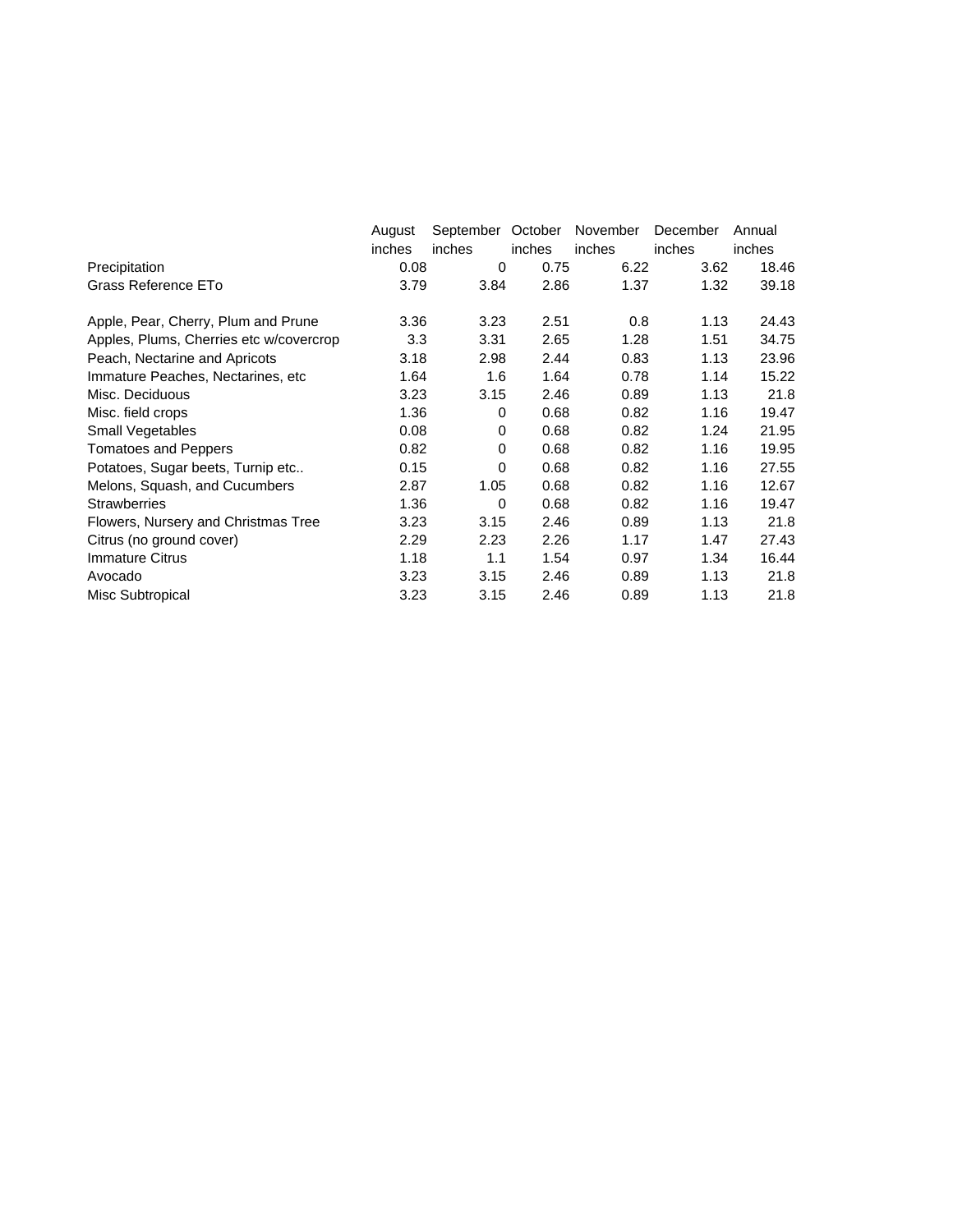| | August<br>inches | September<br>inches | October<br>inches | November<br>inches | December<br>inches | Annual<br>inches |
|---|---|---|---|---|---|---|
| Precipitation | 0.08 | 0 | 0.75 | 6.22 | 3.62 | 18.46 |
| Grass Reference ETo | 3.79 | 3.84 | 2.86 | 1.37 | 1.32 | 39.18 |
| | | | | | | |
| Apple, Pear, Cherry, Plum and Prune | 3.36 | 3.23 | 2.51 | 0.8 | 1.13 | 24.43 |
| Apples, Plums, Cherries etc w/covercrop | 3.3 | 3.31 | 2.65 | 1.28 | 1.51 | 34.75 |
| Peach, Nectarine and Apricots | 3.18 | 2.98 | 2.44 | 0.83 | 1.13 | 23.96 |
| Immature Peaches, Nectarines, etc | 1.64 | 1.6 | 1.64 | 0.78 | 1.14 | 15.22 |
| Misc. Deciduous | 3.23 | 3.15 | 2.46 | 0.89 | 1.13 | 21.8 |
| Misc. field crops | 1.36 | 0 | 0.68 | 0.82 | 1.16 | 19.47 |
| Small Vegetables | 0.08 | 0 | 0.68 | 0.82 | 1.24 | 21.95 |
| Tomatoes and Peppers | 0.82 | 0 | 0.68 | 0.82 | 1.16 | 19.95 |
| Potatoes, Sugar beets, Turnip etc.. | 0.15 | 0 | 0.68 | 0.82 | 1.16 | 27.55 |
| Melons, Squash, and Cucumbers | 2.87 | 1.05 | 0.68 | 0.82 | 1.16 | 12.67 |
| Strawberries | 1.36 | 0 | 0.68 | 0.82 | 1.16 | 19.47 |
| Flowers, Nursery and Christmas Tree | 3.23 | 3.15 | 2.46 | 0.89 | 1.13 | 21.8 |
| Citrus (no ground cover) | 2.29 | 2.23 | 2.26 | 1.17 | 1.47 | 27.43 |
| Immature Citrus | 1.18 | 1.1 | 1.54 | 0.97 | 1.34 | 16.44 |
| Avocado | 3.23 | 3.15 | 2.46 | 0.89 | 1.13 | 21.8 |
| Misc Subtropical | 3.23 | 3.15 | 2.46 | 0.89 | 1.13 | 21.8 |